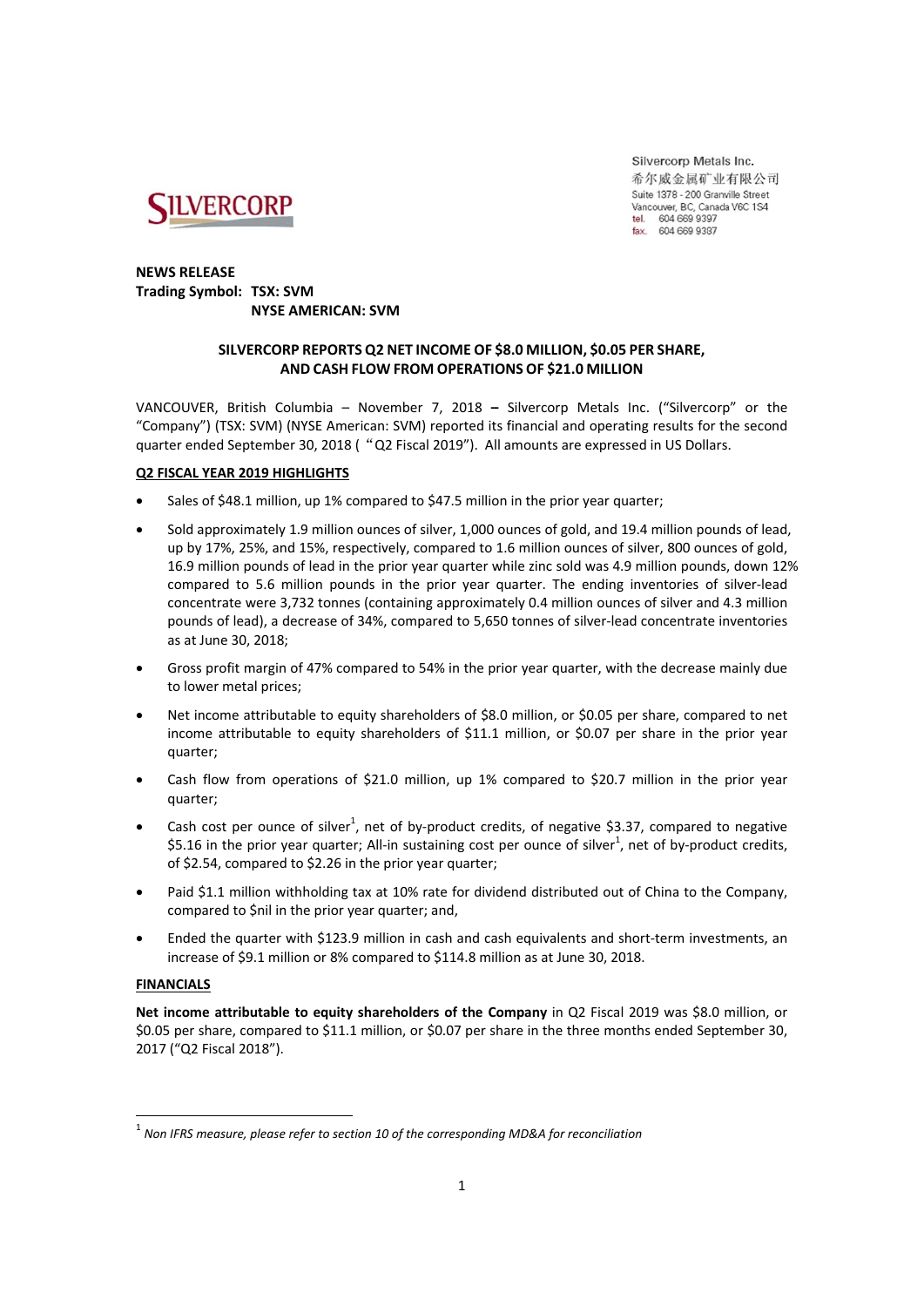Silvercorp Metals Inc.
希尔威金属矿业有限公司
Suite 1378 - 200 Granville Street
Vancouver, BC, Canada V6C 1S4
tel. 604 669 9397
fax. 604 669 9387

**NEWS RELEASE**
**Trading Symbol: TSX: SVM**
**NYSE AMERICAN: SVM**

## SILVERCORP REPORTS Q2 NET INCOME OF $8.0 MILLION, $0.05 PER SHARE, AND CASH FLOW FROM OPERATIONS OF $21.0 MILLION

VANCOUVER, British Columbia – November 7, 2018 – Silvercorp Metals Inc. ("Silvercorp" or the "Company") (TSX: SVM) (NYSE American: SVM) reported its financial and operating results for the second quarter ended September 30, 2018 ("Q2 Fiscal 2019"). All amounts are expressed in US Dollars.

### Q2 FISCAL YEAR 2019 HIGHLIGHTS

- Sales of $48.1 million, up 1% compared to $47.5 million in the prior year quarter;
- Sold approximately 1.9 million ounces of silver, 1,000 ounces of gold, and 19.4 million pounds of lead, up by 17%, 25%, and 15%, respectively, compared to 1.6 million ounces of silver, 800 ounces of gold, 16.9 million pounds of lead in the prior year quarter while zinc sold was 4.9 million pounds, down 12% compared to 5.6 million pounds in the prior year quarter. The ending inventories of silver-lead concentrate were 3,732 tonnes (containing approximately 0.4 million ounces of silver and 4.3 million pounds of lead), a decrease of 34%, compared to 5,650 tonnes of silver-lead concentrate inventories as at June 30, 2018;
- Gross profit margin of 47% compared to 54% in the prior year quarter, with the decrease mainly due to lower metal prices;
- Net income attributable to equity shareholders of $8.0 million, or $0.05 per share, compared to net income attributable to equity shareholders of $11.1 million, or $0.07 per share in the prior year quarter;
- Cash flow from operations of $21.0 million, up 1% compared to $20.7 million in the prior year quarter;
- Cash cost per ounce of silver[1], net of by-product credits, of negative $3.37, compared to negative $5.16 in the prior year quarter; All-in sustaining cost per ounce of silver[1], net of by-product credits, of $2.54, compared to $2.26 in the prior year quarter;
- Paid $1.1 million withholding tax at 10% rate for dividend distributed out of China to the Company, compared to $nil in the prior year quarter; and,
- Ended the quarter with $123.9 million in cash and cash equivalents and short-term investments, an increase of $9.1 million or 8% compared to $114.8 million as at June 30, 2018.

### FINANCIALS

**Net income attributable to equity shareholders of the Company** in Q2 Fiscal 2019 was $8.0 million, or $0.05 per share, compared to $11.1 million, or $0.07 per share in the three months ended September 30, 2017 ("Q2 Fiscal 2018").

[1] *Non IFRS measure, please refer to section 10 of the corresponding MD&A for reconciliation*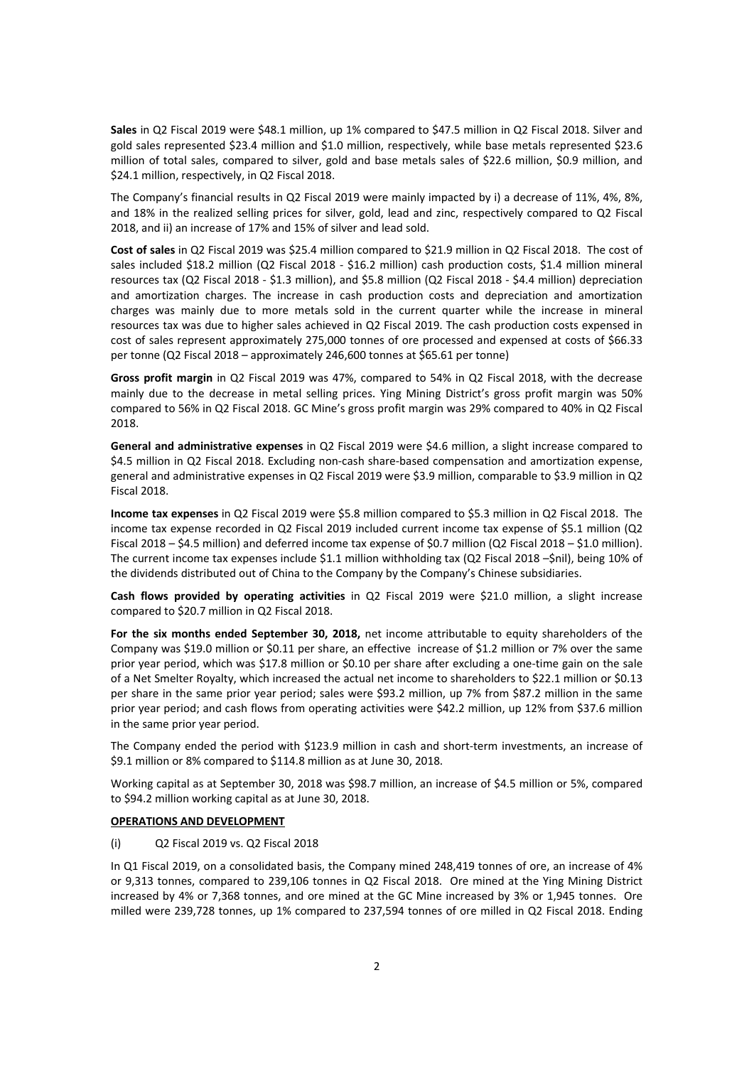**Sales** in Q2 Fiscal 2019 were $48.1 million, up 1% compared to $47.5 million in Q2 Fiscal 2018. Silver and gold sales represented $23.4 million and $1.0 million, respectively, while base metals represented $23.6 million of total sales, compared to silver, gold and base metals sales of $22.6 million, $0.9 million, and $24.1 million, respectively, in Q2 Fiscal 2018.

The Company's financial results in Q2 Fiscal 2019 were mainly impacted by i) a decrease of 11%, 4%, 8%, and 18% in the realized selling prices for silver, gold, lead and zinc, respectively compared to Q2 Fiscal 2018, and ii) an increase of 17% and 15% of silver and lead sold.

**Cost of sales** in Q2 Fiscal 2019 was $25.4 million compared to $21.9 million in Q2 Fiscal 2018. The cost of sales included $18.2 million (Q2 Fiscal 2018 - $16.2 million) cash production costs, $1.4 million mineral resources tax (Q2 Fiscal 2018 - $1.3 million), and $5.8 million (Q2 Fiscal 2018 - $4.4 million) depreciation and amortization charges. The increase in cash production costs and depreciation and amortization charges was mainly due to more metals sold in the current quarter while the increase in mineral resources tax was due to higher sales achieved in Q2 Fiscal 2019. The cash production costs expensed in cost of sales represent approximately 275,000 tonnes of ore processed and expensed at costs of $66.33 per tonne (Q2 Fiscal 2018 – approximately 246,600 tonnes at $65.61 per tonne)

**Gross profit margin** in Q2 Fiscal 2019 was 47%, compared to 54% in Q2 Fiscal 2018, with the decrease mainly due to the decrease in metal selling prices. Ying Mining District's gross profit margin was 50% compared to 56% in Q2 Fiscal 2018. GC Mine's gross profit margin was 29% compared to 40% in Q2 Fiscal 2018.

**General and administrative expenses** in Q2 Fiscal 2019 were $4.6 million, a slight increase compared to $4.5 million in Q2 Fiscal 2018. Excluding non-cash share-based compensation and amortization expense, general and administrative expenses in Q2 Fiscal 2019 were $3.9 million, comparable to $3.9 million in Q2 Fiscal 2018.

**Income tax expenses** in Q2 Fiscal 2019 were $5.8 million compared to $5.3 million in Q2 Fiscal 2018. The income tax expense recorded in Q2 Fiscal 2019 included current income tax expense of $5.1 million (Q2 Fiscal 2018 – $4.5 million) and deferred income tax expense of $0.7 million (Q2 Fiscal 2018 – $1.0 million). The current income tax expenses include $1.1 million withholding tax (Q2 Fiscal 2018 –$nil), being 10% of the dividends distributed out of China to the Company by the Company's Chinese subsidiaries.

**Cash flows provided by operating activities** in Q2 Fiscal 2019 were $21.0 million, a slight increase compared to $20.7 million in Q2 Fiscal 2018.

**For the six months ended September 30, 2018,** net income attributable to equity shareholders of the Company was $19.0 million or $0.11 per share, an effective increase of $1.2 million or 7% over the same prior year period, which was $17.8 million or $0.10 per share after excluding a one-time gain on the sale of a Net Smelter Royalty, which increased the actual net income to shareholders to $22.1 million or $0.13 per share in the same prior year period; sales were $93.2 million, up 7% from $87.2 million in the same prior year period; and cash flows from operating activities were $42.2 million, up 12% from $37.6 million in the same prior year period.

The Company ended the period with $123.9 million in cash and short-term investments, an increase of $9.1 million or 8% compared to $114.8 million as at June 30, 2018.

Working capital as at September 30, 2018 was $98.7 million, an increase of $4.5 million or 5%, compared to $94.2 million working capital as at June 30, 2018.

## OPERATIONS AND DEVELOPMENT

(i) Q2 Fiscal 2019 vs. Q2 Fiscal 2018

In Q1 Fiscal 2019, on a consolidated basis, the Company mined 248,419 tonnes of ore, an increase of 4% or 9,313 tonnes, compared to 239,106 tonnes in Q2 Fiscal 2018. Ore mined at the Ying Mining District increased by 4% or 7,368 tonnes, and ore mined at the GC Mine increased by 3% or 1,945 tonnes. Ore milled were 239,728 tonnes, up 1% compared to 237,594 tonnes of ore milled in Q2 Fiscal 2018. Ending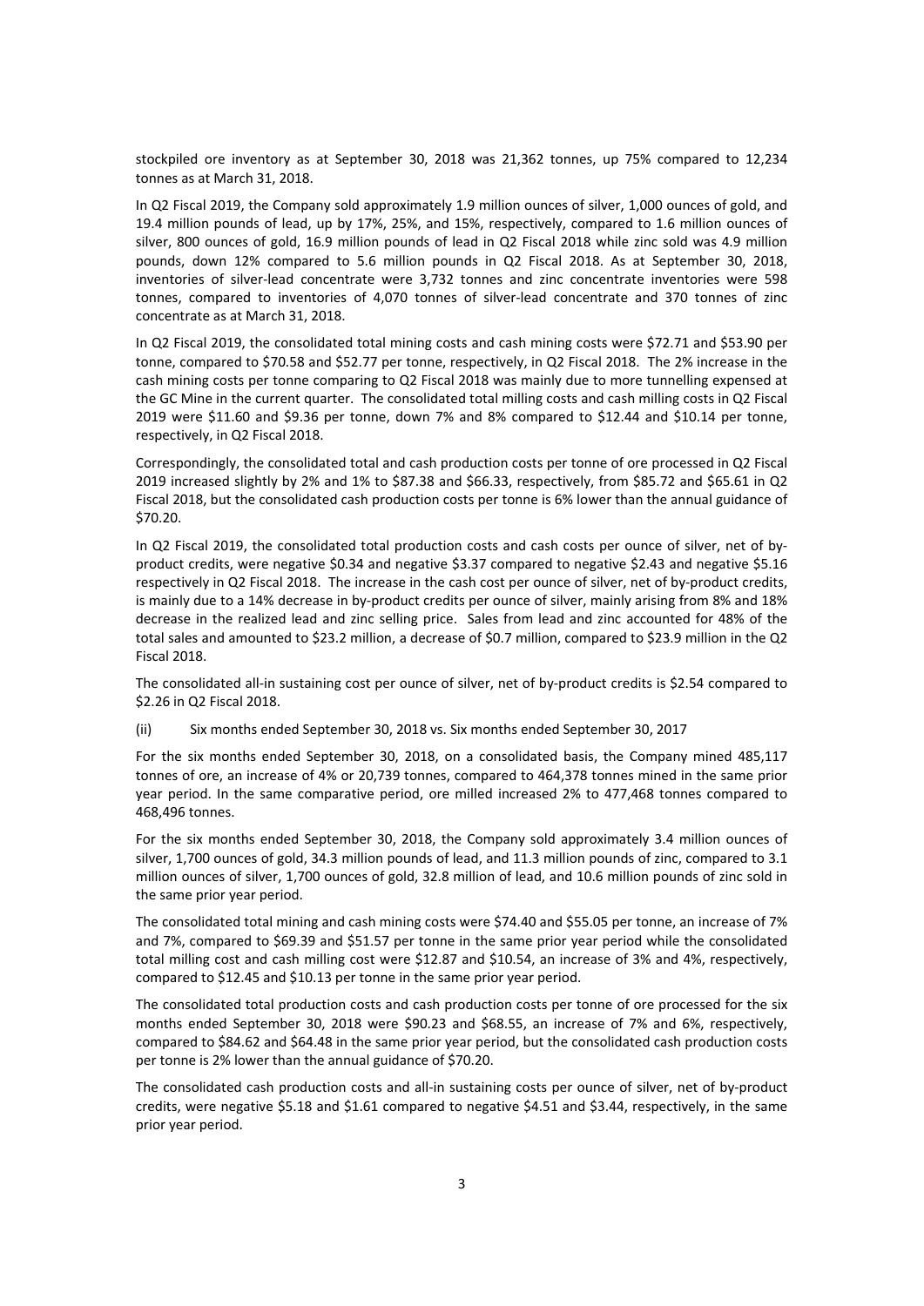stockpiled ore inventory as at September 30, 2018 was 21,362 tonnes, up 75% compared to 12,234 tonnes as at March 31, 2018.

In Q2 Fiscal 2019, the Company sold approximately 1.9 million ounces of silver, 1,000 ounces of gold, and 19.4 million pounds of lead, up by 17%, 25%, and 15%, respectively, compared to 1.6 million ounces of silver, 800 ounces of gold, 16.9 million pounds of lead in Q2 Fiscal 2018 while zinc sold was 4.9 million pounds, down 12% compared to 5.6 million pounds in Q2 Fiscal 2018. As at September 30, 2018, inventories of silver-lead concentrate were 3,732 tonnes and zinc concentrate inventories were 598 tonnes, compared to inventories of 4,070 tonnes of silver-lead concentrate and 370 tonnes of zinc concentrate as at March 31, 2018.

In Q2 Fiscal 2019, the consolidated total mining costs and cash mining costs were $72.71 and $53.90 per tonne, compared to $70.58 and $52.77 per tonne, respectively, in Q2 Fiscal 2018. The 2% increase in the cash mining costs per tonne comparing to Q2 Fiscal 2018 was mainly due to more tunnelling expensed at the GC Mine in the current quarter. The consolidated total milling costs and cash milling costs in Q2 Fiscal 2019 were $11.60 and $9.36 per tonne, down 7% and 8% compared to $12.44 and $10.14 per tonne, respectively, in Q2 Fiscal 2018.

Correspondingly, the consolidated total and cash production costs per tonne of ore processed in Q2 Fiscal 2019 increased slightly by 2% and 1% to $87.38 and $66.33, respectively, from $85.72 and $65.61 in Q2 Fiscal 2018, but the consolidated cash production costs per tonne is 6% lower than the annual guidance of $70.20.

In Q2 Fiscal 2019, the consolidated total production costs and cash costs per ounce of silver, net of by-product credits, were negative $0.34 and negative $3.37 compared to negative $2.43 and negative $5.16 respectively in Q2 Fiscal 2018. The increase in the cash cost per ounce of silver, net of by-product credits, is mainly due to a 14% decrease in by-product credits per ounce of silver, mainly arising from 8% and 18% decrease in the realized lead and zinc selling price. Sales from lead and zinc accounted for 48% of the total sales and amounted to $23.2 million, a decrease of $0.7 million, compared to $23.9 million in the Q2 Fiscal 2018.

The consolidated all-in sustaining cost per ounce of silver, net of by-product credits is $2.54 compared to $2.26 in Q2 Fiscal 2018.

(ii) Six months ended September 30, 2018 vs. Six months ended September 30, 2017

For the six months ended September 30, 2018, on a consolidated basis, the Company mined 485,117 tonnes of ore, an increase of 4% or 20,739 tonnes, compared to 464,378 tonnes mined in the same prior year period. In the same comparative period, ore milled increased 2% to 477,468 tonnes compared to 468,496 tonnes.

For the six months ended September 30, 2018, the Company sold approximately 3.4 million ounces of silver, 1,700 ounces of gold, 34.3 million pounds of lead, and 11.3 million pounds of zinc, compared to 3.1 million ounces of silver, 1,700 ounces of gold, 32.8 million of lead, and 10.6 million pounds of zinc sold in the same prior year period.

The consolidated total mining and cash mining costs were $74.40 and $55.05 per tonne, an increase of 7% and 7%, compared to $69.39 and $51.57 per tonne in the same prior year period while the consolidated total milling cost and cash milling cost were $12.87 and $10.54, an increase of 3% and 4%, respectively, compared to $12.45 and $10.13 per tonne in the same prior year period.

The consolidated total production costs and cash production costs per tonne of ore processed for the six months ended September 30, 2018 were $90.23 and $68.55, an increase of 7% and 6%, respectively, compared to $84.62 and $64.48 in the same prior year period, but the consolidated cash production costs per tonne is 2% lower than the annual guidance of $70.20.

The consolidated cash production costs and all-in sustaining costs per ounce of silver, net of by-product credits, were negative $5.18 and $1.61 compared to negative $4.51 and $3.44, respectively, in the same prior year period.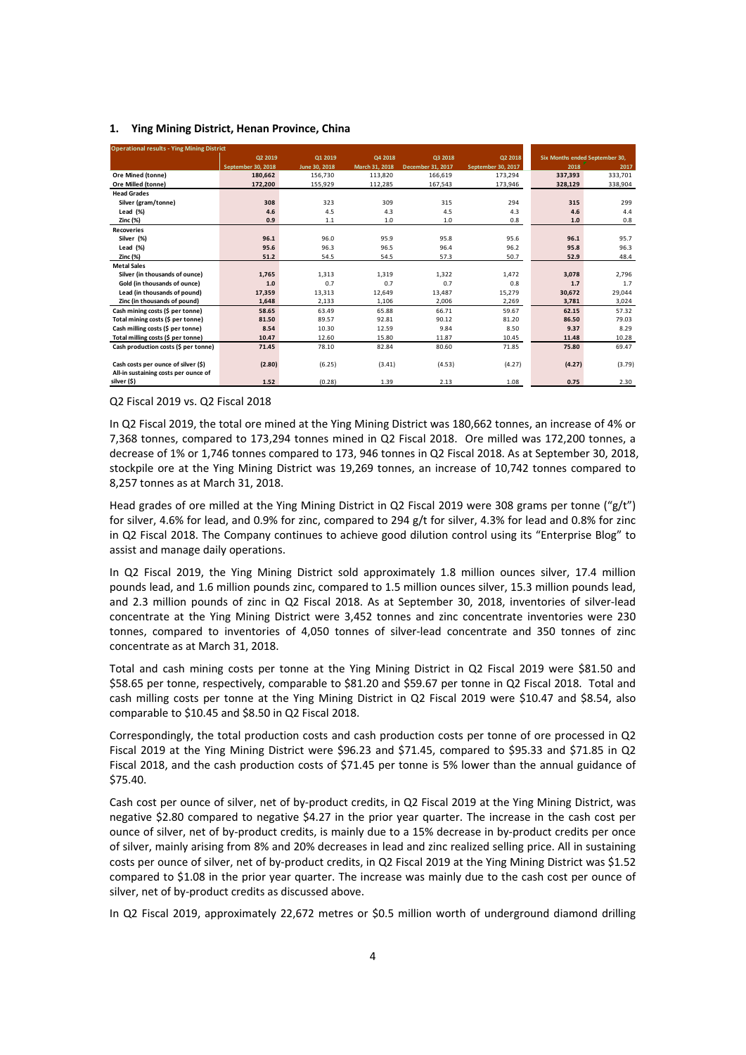## 1. Ying Mining District, Henan Province, China

| Operational results - Ying Mining District | Q2 2019 | Q1 2019 | Q4 2018 | Q3 2018 | Q2 2018 | Six Months ended September 30, | |
|---|---|---|---|---|---|---|---|
| | September 30, 2018 | June 30, 2018 | March 31, 2018 | December 31, 2017 | September 30, 2017 | 2018 | 2017 |
| **Ore Mined (tonne)** | **180,662** | 156,730 | 113,820 | 166,619 | 173,294 | **337,393** | 333,701 |
| **Ore Milled (tonne)** | **172,200** | 155,929 | 112,285 | 167,543 | 173,946 | **328,129** | 338,904 |
| **Head Grades** | | | | | | | |
| Silver (gram/tonne) | **308** | 323 | 309 | 315 | 294 | **315** | 299 |
| Lead (%) | **4.6** | 4.5 | 4.3 | 4.5 | 4.3 | **4.6** | 4.4 |
| Zinc (%) | **0.9** | 1.1 | 1.0 | 1.0 | 0.8 | **1.0** | 0.8 |
| **Recoveries** | | | | | | | |
| Silver (%) | **96.1** | 96.0 | 95.9 | 95.8 | 95.6 | **96.1** | 95.7 |
| Lead (%) | **95.6** | 96.3 | 96.5 | 96.4 | 96.2 | **95.8** | 96.3 |
| Zinc (%) | **51.2** | 54.5 | 54.5 | 57.3 | 50.7 | **52.9** | 48.4 |
| **Metal Sales** | | | | | | | |
| Silver (in thousands of ounce) | **1,765** | 1,313 | 1,319 | 1,322 | 1,472 | **3,078** | 2,796 |
| Gold (in thousands of ounce) | **1.0** | 0.7 | 0.7 | 0.7 | 0.8 | **1.7** | 1.7 |
| Lead (in thousands of pound) | **17,359** | 13,313 | 12,649 | 13,487 | 15,279 | **30,672** | 29,044 |
| Zinc (in thousands of pound) | **1,648** | 2,133 | 1,106 | 2,006 | 2,269 | **3,781** | 3,024 |
| Cash mining costs ($ per tonne) | **58.65** | 63.49 | 65.88 | 66.71 | 59.67 | **62.15** | 57.32 |
| Total mining costs ($ per tonne) | **81.50** | 89.57 | 92.81 | 90.12 | 81.20 | **86.50** | 79.03 |
| Cash milling costs ($ per tonne) | **8.54** | 10.30 | 12.59 | 9.84 | 8.50 | **9.37** | 8.29 |
| Total milling costs ($ per tonne) | **10.47** | 12.60 | 15.80 | 11.87 | 10.45 | **11.48** | 10.28 |
| Cash production costs ($ per tonne) | **71.45** | 78.10 | 82.84 | 80.60 | 71.85 | **75.80** | 69.47 |
| Cash costs per ounce of silver ($) | **(2.80)** | (6.25) | (3.41) | (4.53) | (4.27) | **(4.27)** | (3.79) |
| All-in sustaining costs per ounce of silver ($) | **1.52** | (0.28) | 1.39 | 2.13 | 1.08 | **0.75** | 2.30 |

Q2 Fiscal 2019 vs. Q2 Fiscal 2018

In Q2 Fiscal 2019, the total ore mined at the Ying Mining District was 180,662 tonnes, an increase of 4% or 7,368 tonnes, compared to 173,294 tonnes mined in Q2 Fiscal 2018. Ore milled was 172,200 tonnes, a decrease of 1% or 1,746 tonnes compared to 173, 946 tonnes in Q2 Fiscal 2018. As at September 30, 2018, stockpile ore at the Ying Mining District was 19,269 tonnes, an increase of 10,742 tonnes compared to 8,257 tonnes as at March 31, 2018.

Head grades of ore milled at the Ying Mining District in Q2 Fiscal 2019 were 308 grams per tonne ("g/t") for silver, 4.6% for lead, and 0.9% for zinc, compared to 294 g/t for silver, 4.3% for lead and 0.8% for zinc in Q2 Fiscal 2018. The Company continues to achieve good dilution control using its "Enterprise Blog" to assist and manage daily operations.

In Q2 Fiscal 2019, the Ying Mining District sold approximately 1.8 million ounces silver, 17.4 million pounds lead, and 1.6 million pounds zinc, compared to 1.5 million ounces silver, 15.3 million pounds lead, and 2.3 million pounds of zinc in Q2 Fiscal 2018. As at September 30, 2018, inventories of silver-lead concentrate at the Ying Mining District were 3,452 tonnes and zinc concentrate inventories were 230 tonnes, compared to inventories of 4,050 tonnes of silver-lead concentrate and 350 tonnes of zinc concentrate as at March 31, 2018.

Total and cash mining costs per tonne at the Ying Mining District in Q2 Fiscal 2019 were $81.50 and $58.65 per tonne, respectively, comparable to $81.20 and $59.67 per tonne in Q2 Fiscal 2018. Total and cash milling costs per tonne at the Ying Mining District in Q2 Fiscal 2019 were $10.47 and $8.54, also comparable to $10.45 and $8.50 in Q2 Fiscal 2018.

Correspondingly, the total production costs and cash production costs per tonne of ore processed in Q2 Fiscal 2019 at the Ying Mining District were $96.23 and $71.45, compared to $95.33 and $71.85 in Q2 Fiscal 2018, and the cash production costs of $71.45 per tonne is 5% lower than the annual guidance of $75.40.

Cash cost per ounce of silver, net of by-product credits, in Q2 Fiscal 2019 at the Ying Mining District, was negative $2.80 compared to negative $4.27 in the prior year quarter. The increase in the cash cost per ounce of silver, net of by-product credits, is mainly due to a 15% decrease in by-product credits per once of silver, mainly arising from 8% and 20% decreases in lead and zinc realized selling price. All in sustaining costs per ounce of silver, net of by-product credits, in Q2 Fiscal 2019 at the Ying Mining District was $1.52 compared to $1.08 in the prior year quarter. The increase was mainly due to the cash cost per ounce of silver, net of by-product credits as discussed above.

In Q2 Fiscal 2019, approximately 22,672 metres or $0.5 million worth of underground diamond drilling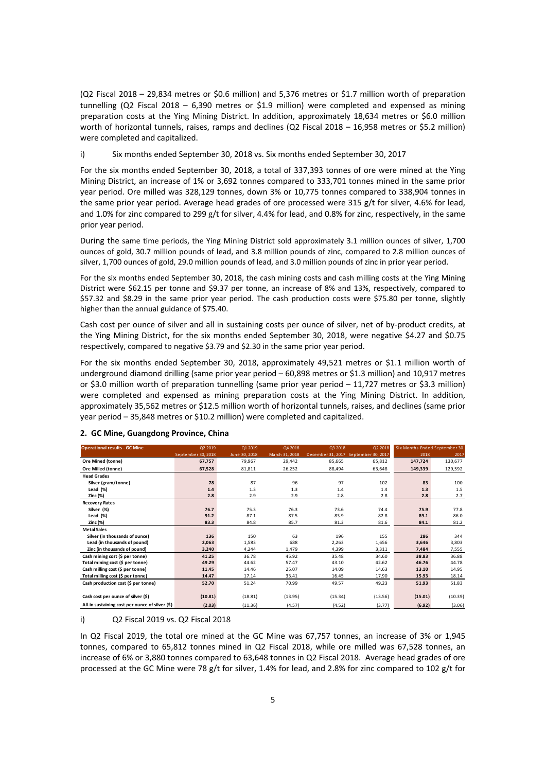(Q2 Fiscal 2018 – 29,834 metres or \$0.6 million) and 5,376 metres or \$1.7 million worth of preparation tunnelling (Q2 Fiscal 2018 – 6,390 metres or \$1.9 million) were completed and expensed as mining preparation costs at the Ying Mining District. In addition, approximately 18,634 metres or \$6.0 million worth of horizontal tunnels, raises, ramps and declines (Q2 Fiscal 2018 – 16,958 metres or \$5.2 million) were completed and capitalized.

i) Six months ended September 30, 2018 vs. Six months ended September 30, 2017

For the six months ended September 30, 2018, a total of 337,393 tonnes of ore were mined at the Ying Mining District, an increase of 1% or 3,692 tonnes compared to 333,701 tonnes mined in the same prior year period. Ore milled was 328,129 tonnes, down 3% or 10,775 tonnes compared to 338,904 tonnes in the same prior year period. Average head grades of ore processed were 315 g/t for silver, 4.6% for lead, and 1.0% for zinc compared to 299 g/t for silver, 4.4% for lead, and 0.8% for zinc, respectively, in the same prior year period.

During the same time periods, the Ying Mining District sold approximately 3.1 million ounces of silver, 1,700 ounces of gold, 30.7 million pounds of lead, and 3.8 million pounds of zinc, compared to 2.8 million ounces of silver, 1,700 ounces of gold, 29.0 million pounds of lead, and 3.0 million pounds of zinc in prior year period.

For the six months ended September 30, 2018, the cash mining costs and cash milling costs at the Ying Mining District were \$62.15 per tonne and \$9.37 per tonne, an increase of 8% and 13%, respectively, compared to \$57.32 and \$8.29 in the same prior year period. The cash production costs were \$75.80 per tonne, slightly higher than the annual guidance of \$75.40.

Cash cost per ounce of silver and all in sustaining costs per ounce of silver, net of by-product credits, at the Ying Mining District, for the six months ended September 30, 2018, were negative \$4.27 and \$0.75 respectively, compared to negative \$3.79 and \$2.30 in the same prior year period.

For the six months ended September 30, 2018, approximately 49,521 metres or \$1.1 million worth of underground diamond drilling (same prior year period – 60,898 metres or \$1.3 million) and 10,917 metres or \$3.0 million worth of preparation tunnelling (same prior year period – 11,727 metres or \$3.3 million) were completed and expensed as mining preparation costs at the Ying Mining District. In addition, approximately 35,562 metres or \$12.5 million worth of horizontal tunnels, raises, and declines (same prior year period – 35,848 metres or \$10.2 million) were completed and capitalized.

## 2. GC Mine, Guangdong Province, China

| Operational results - GC Mine | Q2 2019 | Q1 2019 | Q4 2018 | Q3 2018 | Q2 2018 | Six Months Ended September 30 | |
|---|---|---|---|---|---|---|---|
| | September 30, 2018 | June 30, 2018 | March 31, 2018 | December 31, 2017 | September 30, 2017 | 2018 | 2017 |
| **Ore Mined (tonne)** | **67,757** | 79,967 | 29,442 | 85,665 | 65,812 | **147,724** | 130,677 |
| **Ore Milled (tonne)** | **67,528** | 81,811 | 26,252 | 88,494 | 63,648 | **149,339** | 129,592 |
| **Head Grades** | | | | | | | |
| Silver (gram/tonne) | **78** | 87 | 96 | 97 | 102 | **83** | 100 |
| Lead (%) | **1.4** | 1.3 | 1.3 | 1.4 | 1.4 | **1.3** | 1.5 |
| Zinc (%) | **2.8** | 2.9 | 2.9 | 2.8 | 2.8 | **2.8** | 2.7 |
| **Recovery Rates** | | | | | | | |
| Silver (%) | **76.7** | 75.3 | 76.3 | 73.6 | 74.4 | **75.9** | 77.8 |
| Lead (%) | **91.2** | 87.1 | 87.5 | 83.9 | 82.8 | **89.1** | 86.0 |
| Zinc (%) | **83.3** | 84.8 | 85.7 | 81.3 | 81.6 | **84.1** | 81.2 |
| **Metal Sales** | | | | | | | |
| Silver (in thousands of ounce) | **136** | 150 | 63 | 196 | 155 | **286** | 344 |
| Lead (in thousands of pound) | **2,063** | 1,583 | 688 | 2,263 | 1,656 | **3,646** | 3,803 |
| Zinc (in thousands of pound) | **3,240** | 4,244 | 1,479 | 4,399 | 3,311 | **7,484** | 7,555 |
| Cash mining cost (\$ per tonne) | **41.25** | 36.78 | 45.92 | 35.48 | 34.60 | **38.83** | 36.88 |
| Total mining cost (\$ per tonne) | **49.29** | 44.62 | 57.47 | 43.10 | 42.62 | **46.76** | 44.78 |
| Cash milling cost (\$ per tonne) | **11.45** | 14.46 | 25.07 | 14.09 | 14.63 | **13.10** | 14.95 |
| Total milling cost (\$ per tonne) | **14.47** | 17.14 | 33.41 | 16.45 | 17.90 | **15.93** | 18.14 |
| Cash production cost (\$ per tonne) | **52.70** | 51.24 | 70.99 | 49.57 | 49.23 | **51.93** | 51.83 |
| Cash cost per ounce of silver (\$) | **(10.81)** | (18.81) | (13.95) | (15.34) | (13.56) | **(15.01)** | (10.39) |
| All-in sustaining cost per ounce of silver (\$) | **(2.03)** | (11.36) | (4.57) | (4.52) | (3.77) | **(6.92)** | (3.06) |

i) Q2 Fiscal 2019 vs. Q2 Fiscal 2018

In Q2 Fiscal 2019, the total ore mined at the GC Mine was 67,757 tonnes, an increase of 3% or 1,945 tonnes, compared to 65,812 tonnes mined in Q2 Fiscal 2018, while ore milled was 67,528 tonnes, an increase of 6% or 3,880 tonnes compared to 63,648 tonnes in Q2 Fiscal 2018. Average head grades of ore processed at the GC Mine were 78 g/t for silver, 1.4% for lead, and 2.8% for zinc compared to 102 g/t for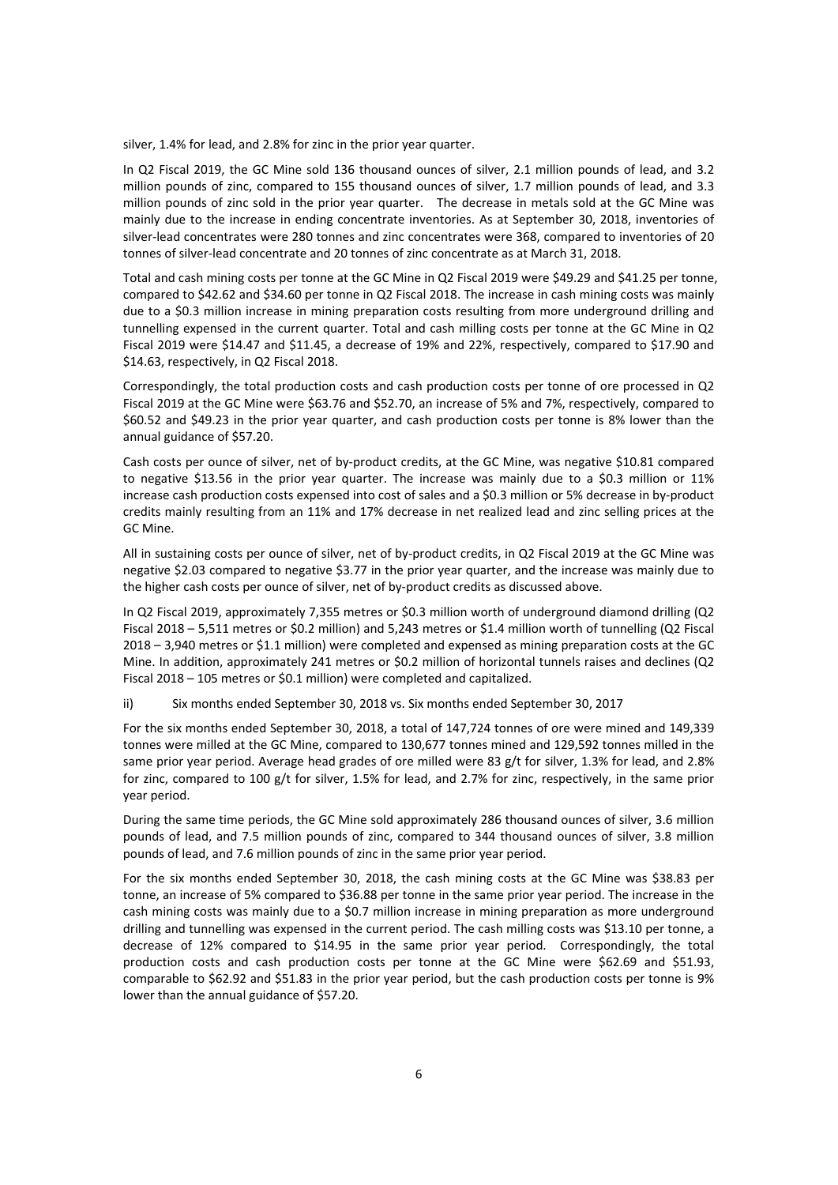silver, 1.4% for lead, and 2.8% for zinc in the prior year quarter.

In Q2 Fiscal 2019, the GC Mine sold 136 thousand ounces of silver, 2.1 million pounds of lead, and 3.2 million pounds of zinc, compared to 155 thousand ounces of silver, 1.7 million pounds of lead, and 3.3 million pounds of zinc sold in the prior year quarter. The decrease in metals sold at the GC Mine was mainly due to the increase in ending concentrate inventories. As at September 30, 2018, inventories of silver-lead concentrates were 280 tonnes and zinc concentrates were 368, compared to inventories of 20 tonnes of silver-lead concentrate and 20 tonnes of zinc concentrate as at March 31, 2018.

Total and cash mining costs per tonne at the GC Mine in Q2 Fiscal 2019 were $49.29 and $41.25 per tonne, compared to $42.62 and $34.60 per tonne in Q2 Fiscal 2018. The increase in cash mining costs was mainly due to a $0.3 million increase in mining preparation costs resulting from more underground drilling and tunnelling expensed in the current quarter. Total and cash milling costs per tonne at the GC Mine in Q2 Fiscal 2019 were $14.47 and $11.45, a decrease of 19% and 22%, respectively, compared to $17.90 and $14.63, respectively, in Q2 Fiscal 2018.

Correspondingly, the total production costs and cash production costs per tonne of ore processed in Q2 Fiscal 2019 at the GC Mine were $63.76 and $52.70, an increase of 5% and 7%, respectively, compared to $60.52 and $49.23 in the prior year quarter, and cash production costs per tonne is 8% lower than the annual guidance of $57.20.

Cash costs per ounce of silver, net of by-product credits, at the GC Mine, was negative $10.81 compared to negative $13.56 in the prior year quarter. The increase was mainly due to a $0.3 million or 11% increase cash production costs expensed into cost of sales and a $0.3 million or 5% decrease in by-product credits mainly resulting from an 11% and 17% decrease in net realized lead and zinc selling prices at the GC Mine.

All in sustaining costs per ounce of silver, net of by-product credits, in Q2 Fiscal 2019 at the GC Mine was negative $2.03 compared to negative $3.77 in the prior year quarter, and the increase was mainly due to the higher cash costs per ounce of silver, net of by-product credits as discussed above.

In Q2 Fiscal 2019, approximately 7,355 metres or $0.3 million worth of underground diamond drilling (Q2 Fiscal 2018 – 5,511 metres or $0.2 million) and 5,243 metres or $1.4 million worth of tunnelling (Q2 Fiscal 2018 – 3,940 metres or $1.1 million) were completed and expensed as mining preparation costs at the GC Mine. In addition, approximately 241 metres or $0.2 million of horizontal tunnels raises and declines (Q2 Fiscal 2018 – 105 metres or $0.1 million) were completed and capitalized.

ii) Six months ended September 30, 2018 vs. Six months ended September 30, 2017

For the six months ended September 30, 2018, a total of 147,724 tonnes of ore were mined and 149,339 tonnes were milled at the GC Mine, compared to 130,677 tonnes mined and 129,592 tonnes milled in the same prior year period. Average head grades of ore milled were 83 g/t for silver, 1.3% for lead, and 2.8% for zinc, compared to 100 g/t for silver, 1.5% for lead, and 2.7% for zinc, respectively, in the same prior year period.

During the same time periods, the GC Mine sold approximately 286 thousand ounces of silver, 3.6 million pounds of lead, and 7.5 million pounds of zinc, compared to 344 thousand ounces of silver, 3.8 million pounds of lead, and 7.6 million pounds of zinc in the same prior year period.

For the six months ended September 30, 2018, the cash mining costs at the GC Mine was $38.83 per tonne, an increase of 5% compared to $36.88 per tonne in the same prior year period. The increase in the cash mining costs was mainly due to a $0.7 million increase in mining preparation as more underground drilling and tunnelling was expensed in the current period. The cash milling costs was $13.10 per tonne, a decrease of 12% compared to $14.95 in the same prior year period. Correspondingly, the total production costs and cash production costs per tonne at the GC Mine were $62.69 and $51.93, comparable to $62.92 and $51.83 in the prior year period, but the cash production costs per tonne is 9% lower than the annual guidance of $57.20.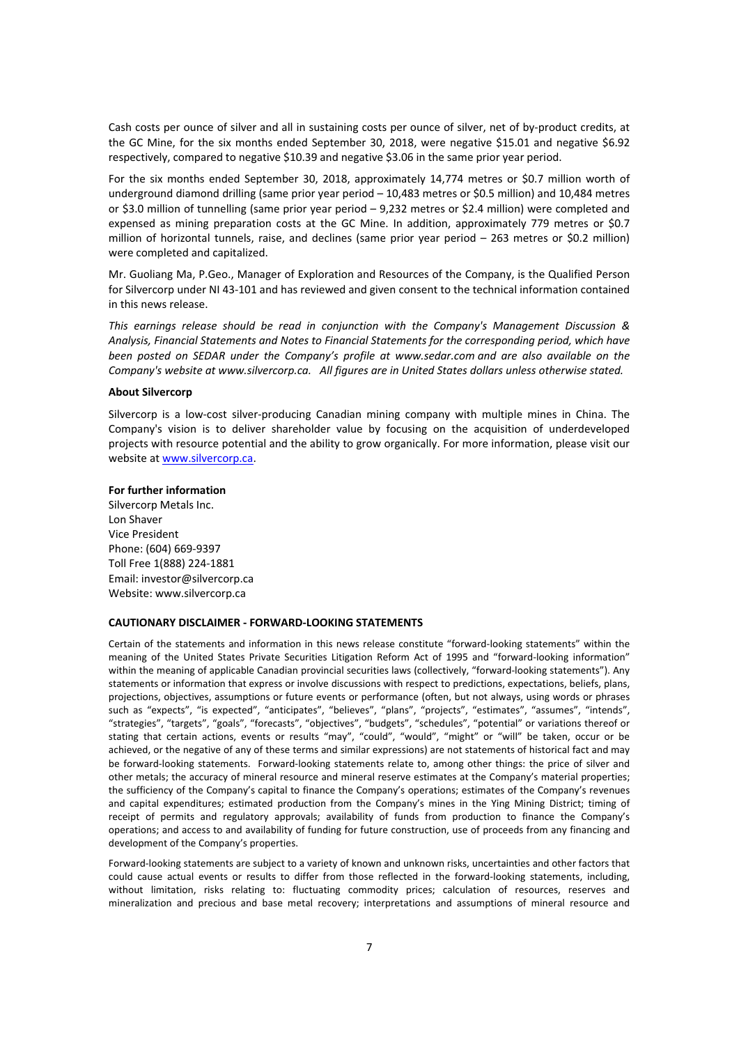Cash costs per ounce of silver and all in sustaining costs per ounce of silver, net of by-product credits, at the GC Mine, for the six months ended September 30, 2018, were negative $15.01 and negative $6.92 respectively, compared to negative $10.39 and negative $3.06 in the same prior year period.

For the six months ended September 30, 2018, approximately 14,774 metres or $0.7 million worth of underground diamond drilling (same prior year period – 10,483 metres or $0.5 million) and 10,484 metres or $3.0 million of tunnelling (same prior year period – 9,232 metres or $2.4 million) were completed and expensed as mining preparation costs at the GC Mine. In addition, approximately 779 metres or $0.7 million of horizontal tunnels, raise, and declines (same prior year period – 263 metres or $0.2 million) were completed and capitalized.

Mr. Guoliang Ma, P.Geo., Manager of Exploration and Resources of the Company, is the Qualified Person for Silvercorp under NI 43-101 and has reviewed and given consent to the technical information contained in this news release.

*This earnings release should be read in conjunction with the Company's Management Discussion & Analysis, Financial Statements and Notes to Financial Statements for the corresponding period, which have been posted on SEDAR under the Company's profile at www.sedar.com and are also available on the Company's website at www.silvercorp.ca. All figures are in United States dollars unless otherwise stated.*

**About Silvercorp**

Silvercorp is a low-cost silver-producing Canadian mining company with multiple mines in China. The Company's vision is to deliver shareholder value by focusing on the acquisition of underdeveloped projects with resource potential and the ability to grow organically. For more information, please visit our website at www.silvercorp.ca.

**For further information**
Silvercorp Metals Inc.
Lon Shaver
Vice President
Phone: (604) 669-9397
Toll Free 1(888) 224-1881
Email: investor@silvercorp.ca
Website: www.silvercorp.ca

**CAUTIONARY DISCLAIMER - FORWARD-LOOKING STATEMENTS**

Certain of the statements and information in this news release constitute "forward-looking statements" within the meaning of the United States Private Securities Litigation Reform Act of 1995 and "forward-looking information" within the meaning of applicable Canadian provincial securities laws (collectively, "forward-looking statements"). Any statements or information that express or involve discussions with respect to predictions, expectations, beliefs, plans, projections, objectives, assumptions or future events or performance (often, but not always, using words or phrases such as "expects", "is expected", "anticipates", "believes", "plans", "projects", "estimates", "assumes", "intends", "strategies", "targets", "goals", "forecasts", "objectives", "budgets", "schedules", "potential" or variations thereof or stating that certain actions, events or results "may", "could", "would", "might" or "will" be taken, occur or be achieved, or the negative of any of these terms and similar expressions) are not statements of historical fact and may be forward-looking statements. Forward-looking statements relate to, among other things: the price of silver and other metals; the accuracy of mineral resource and mineral reserve estimates at the Company's material properties; the sufficiency of the Company's capital to finance the Company's operations; estimates of the Company's revenues and capital expenditures; estimated production from the Company's mines in the Ying Mining District; timing of receipt of permits and regulatory approvals; availability of funds from production to finance the Company's operations; and access to and availability of funding for future construction, use of proceeds from any financing and development of the Company's properties.

Forward-looking statements are subject to a variety of known and unknown risks, uncertainties and other factors that could cause actual events or results to differ from those reflected in the forward-looking statements, including, without limitation, risks relating to: fluctuating commodity prices; calculation of resources, reserves and mineralization and precious and base metal recovery; interpretations and assumptions of mineral resource and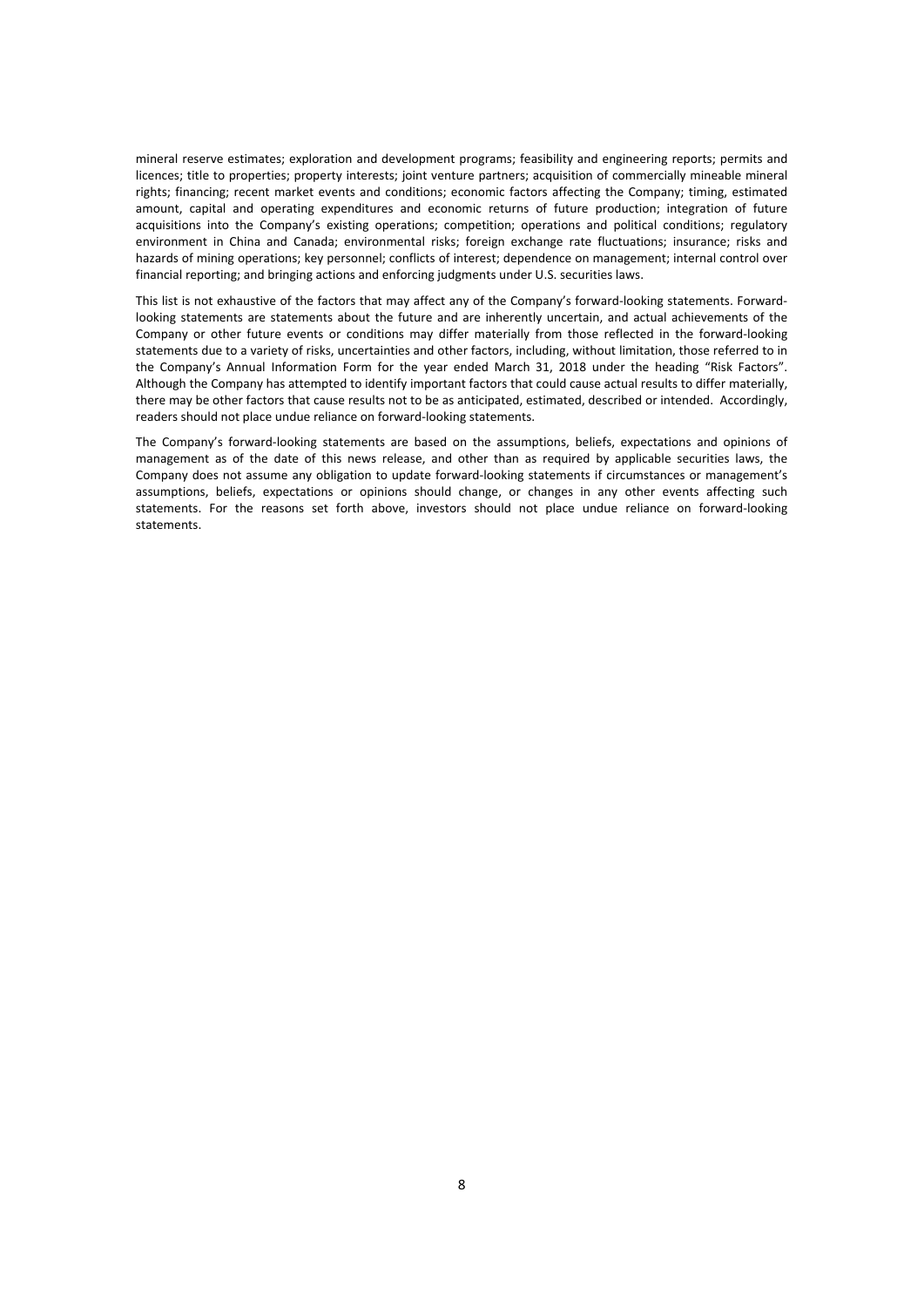mineral reserve estimates; exploration and development programs; feasibility and engineering reports; permits and licences; title to properties; property interests; joint venture partners; acquisition of commercially mineable mineral rights; financing; recent market events and conditions; economic factors affecting the Company; timing, estimated amount, capital and operating expenditures and economic returns of future production; integration of future acquisitions into the Company's existing operations; competition; operations and political conditions; regulatory environment in China and Canada; environmental risks; foreign exchange rate fluctuations; insurance; risks and hazards of mining operations; key personnel; conflicts of interest; dependence on management; internal control over financial reporting; and bringing actions and enforcing judgments under U.S. securities laws.

This list is not exhaustive of the factors that may affect any of the Company's forward-looking statements. Forward-looking statements are statements about the future and are inherently uncertain, and actual achievements of the Company or other future events or conditions may differ materially from those reflected in the forward-looking statements due to a variety of risks, uncertainties and other factors, including, without limitation, those referred to in the Company's Annual Information Form for the year ended March 31, 2018 under the heading "Risk Factors". Although the Company has attempted to identify important factors that could cause actual results to differ materially, there may be other factors that cause results not to be as anticipated, estimated, described or intended. Accordingly, readers should not place undue reliance on forward-looking statements.

The Company's forward-looking statements are based on the assumptions, beliefs, expectations and opinions of management as of the date of this news release, and other than as required by applicable securities laws, the Company does not assume any obligation to update forward-looking statements if circumstances or management's assumptions, beliefs, expectations or opinions should change, or changes in any other events affecting such statements. For the reasons set forth above, investors should not place undue reliance on forward-looking statements.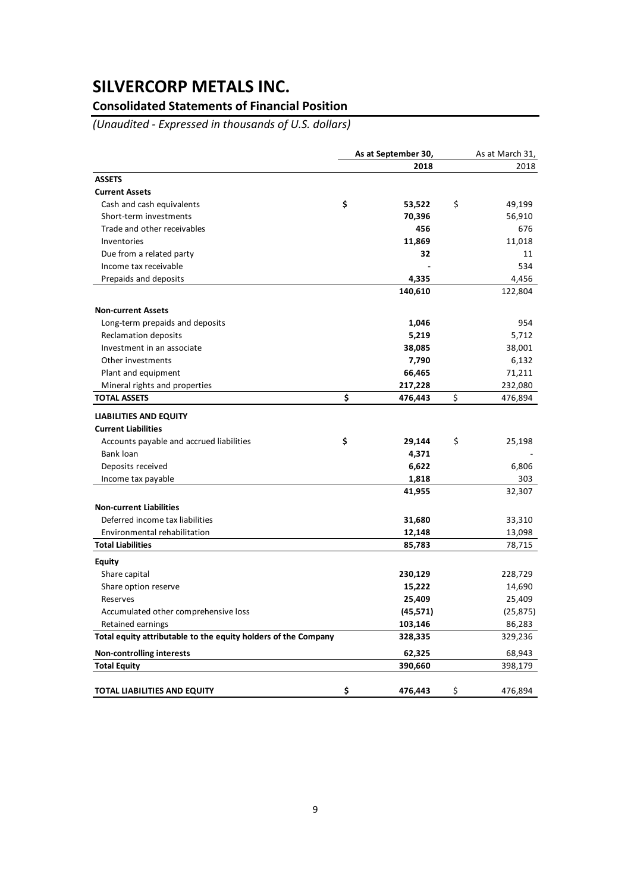# SILVERCORP METALS INC.

## Consolidated Statements of Financial Position

*(Unaudited - Expressed in thousands of U.S. dollars)*

| | As at September 30, 2018 | As at March 31, 2018 |
|---|---|---|
| **ASSETS** | | |
| **Current Assets** | | |
| Cash and cash equivalents | $ **53,522** | $ 49,199 |
| Short-term investments | **70,396** | 56,910 |
| Trade and other receivables | **456** | 676 |
| Inventories | **11,869** | 11,018 |
| Due from a related party | **32** | 11 |
| Income tax receivable | **-** | 534 |
| Prepaids and deposits | **4,335** | 4,456 |
| | **140,610** | 122,804 |
| **Non-current Assets** | | |
| Long-term prepaids and deposits | **1,046** | 954 |
| Reclamation deposits | **5,219** | 5,712 |
| Investment in an associate | **38,085** | 38,001 |
| Other investments | **7,790** | 6,132 |
| Plant and equipment | **66,465** | 71,211 |
| Mineral rights and properties | **217,228** | 232,080 |
| **TOTAL ASSETS** | $ **476,443** | $ 476,894 |
| **LIABILITIES AND EQUITY** | | |
| **Current Liabilities** | | |
| Accounts payable and accrued liabilities | $ **29,144** | $ 25,198 |
| Bank loan | **4,371** | - |
| Deposits received | **6,622** | 6,806 |
| Income tax payable | **1,818** | 303 |
| | **41,955** | 32,307 |
| **Non-current Liabilities** | | |
| Deferred income tax liabilities | **31,680** | 33,310 |
| Environmental rehabilitation | **12,148** | 13,098 |
| **Total Liabilities** | **85,783** | 78,715 |
| **Equity** | | |
| Share capital | **230,129** | 228,729 |
| Share option reserve | **15,222** | 14,690 |
| Reserves | **25,409** | 25,409 |
| Accumulated other comprehensive loss | **(45,571)** | (25,875) |
| Retained earnings | **103,146** | 86,283 |
| **Total equity attributable to the equity holders of the Company** | **328,335** | 329,236 |
| **Non-controlling interests** | **62,325** | 68,943 |
| **Total Equity** | **390,660** | 398,179 |
| **TOTAL LIABILITIES AND EQUITY** | $ **476,443** | $ 476,894 |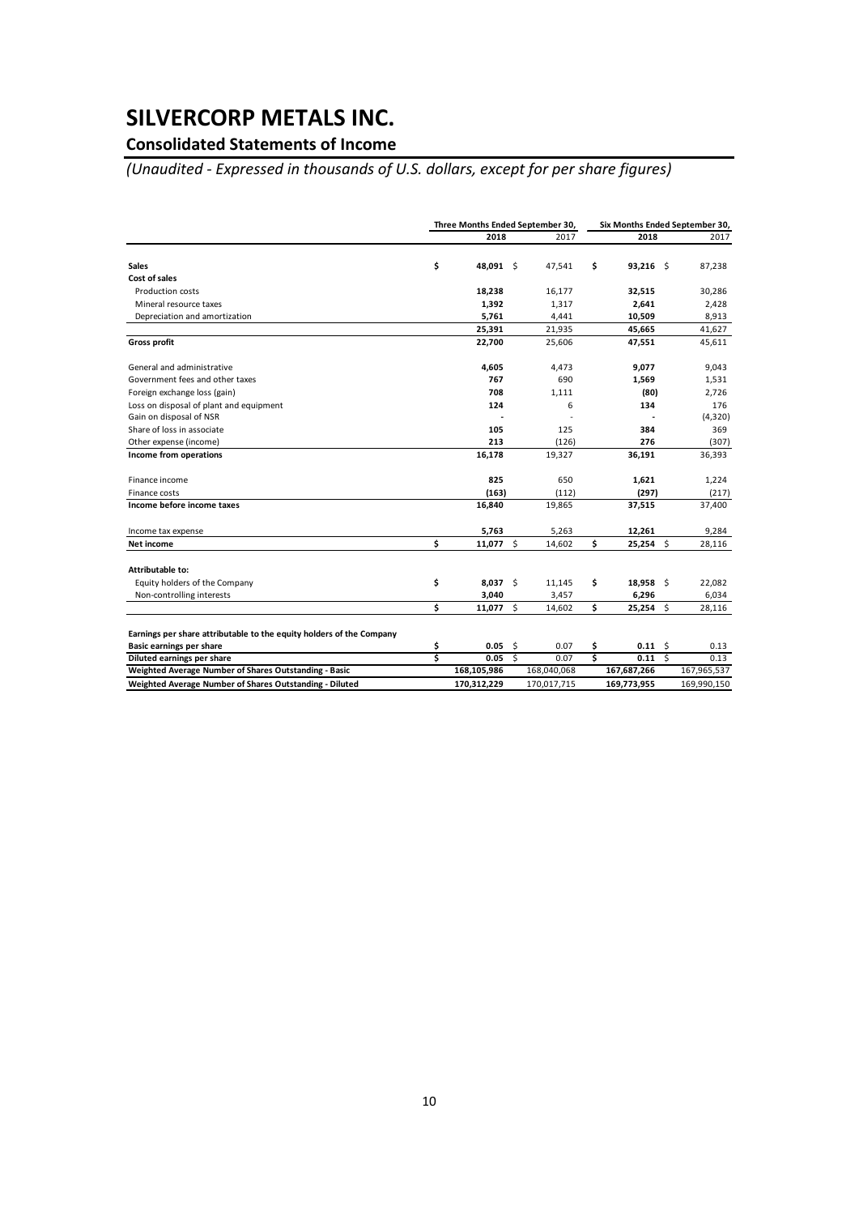# SILVERCORP METALS INC.

## Consolidated Statements of Income

*(Unaudited - Expressed in thousands of U.S. dollars, except for per share figures)*

| | Three Months Ended September 30, | | Six Months Ended September 30, | |
|---|---|---|---|---|
| | **2018** | 2017 | **2018** | 2017 |
| **Sales** | **$ 48,091** | $ 47,541 | **$ 93,216** | $ 87,238 |
| **Cost of sales** | | | | |
| Production costs | **18,238** | 16,177 | **32,515** | 30,286 |
| Mineral resource taxes | **1,392** | 1,317 | **2,641** | 2,428 |
| Depreciation and amortization | **5,761** | 4,441 | **10,509** | 8,913 |
| | **25,391** | 21,935 | **45,665** | 41,627 |
| **Gross profit** | **22,700** | 25,606 | **47,551** | 45,611 |
| General and administrative | **4,605** | 4,473 | **9,077** | 9,043 |
| Government fees and other taxes | **767** | 690 | **1,569** | 1,531 |
| Foreign exchange loss (gain) | **708** | 1,111 | **(80)** | 2,726 |
| Loss on disposal of plant and equipment | **124** | 6 | **134** | 176 |
| Gain on disposal of NSR | **-** | - | **-** | (4,320) |
| Share of loss in associate | **105** | 125 | **384** | 369 |
| Other expense (income) | **213** | (126) | **276** | (307) |
| **Income from operations** | **16,178** | 19,327 | **36,191** | 36,393 |
| Finance income | **825** | 650 | **1,621** | 1,224 |
| Finance costs | **(163)** | (112) | **(297)** | (217) |
| **Income before income taxes** | **16,840** | 19,865 | **37,515** | 37,400 |
| Income tax expense | **5,763** | 5,263 | **12,261** | 9,284 |
| **Net income** | **$ 11,077** | $ 14,602 | **$ 25,254** | $ 28,116 |
| **Attributable to:** | | | | |
| Equity holders of the Company | **$ 8,037** | $ 11,145 | **$ 18,958** | $ 22,082 |
| Non-controlling interests | **3,040** | 3,457 | **6,296** | 6,034 |
| | **$ 11,077** | $ 14,602 | **$ 25,254** | $ 28,116 |
| **Earnings per share attributable to the equity holders of the Company** | | | | |
| **Basic earnings per share** | **$ 0.05** | $ 0.07 | **$ 0.11** | $ 0.13 |
| **Diluted earnings per share** | **$ 0.05** | $ 0.07 | **$ 0.11** | $ 0.13 |
| **Weighted Average Number of Shares Outstanding - Basic** | **168,105,986** | 168,040,068 | **167,687,266** | 167,965,537 |
| **Weighted Average Number of Shares Outstanding - Diluted** | **170,312,229** | 170,017,715 | **169,773,955** | 169,990,150 |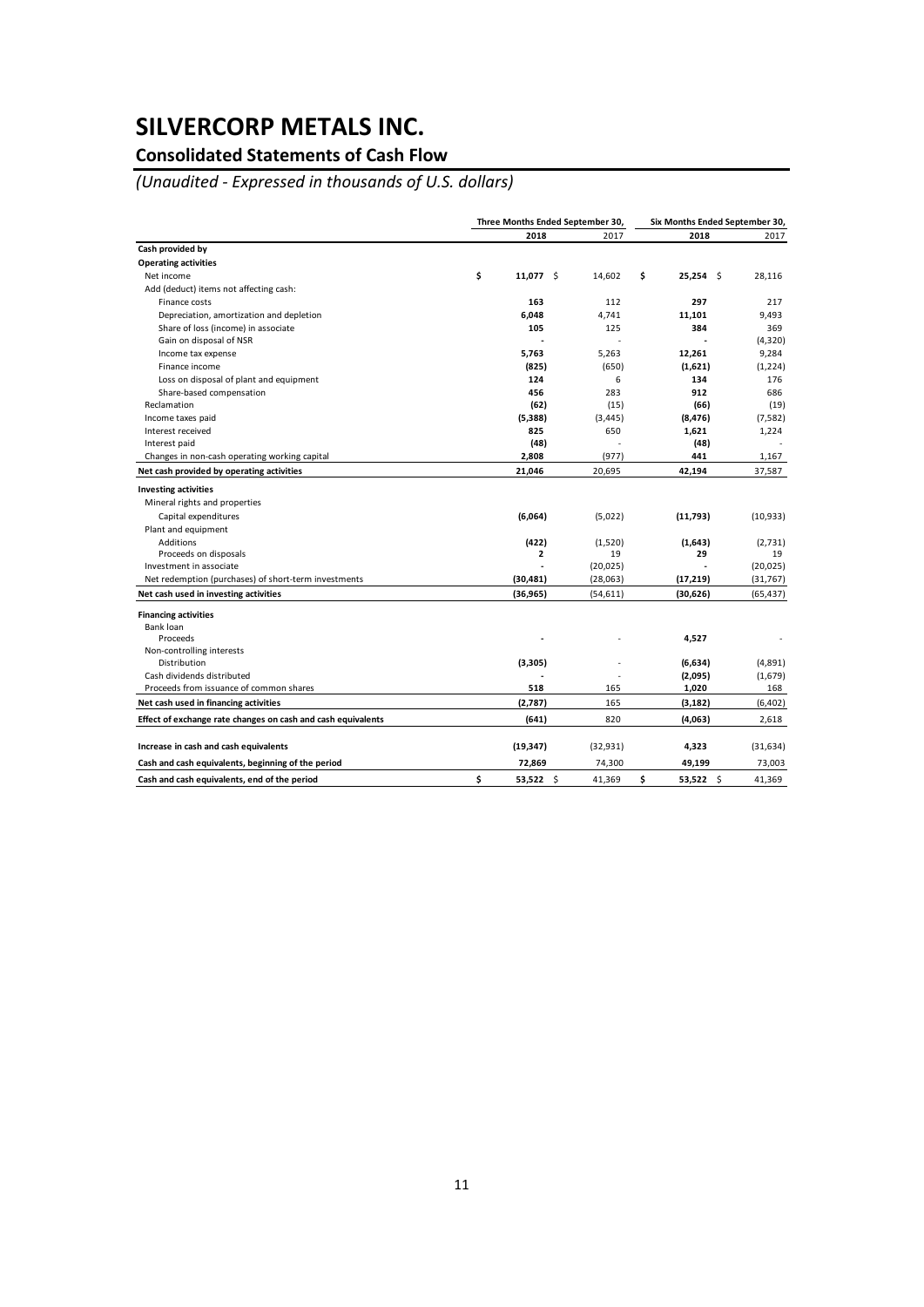# SILVERCORP METALS INC.

## Consolidated Statements of Cash Flow

*(Unaudited - Expressed in thousands of U.S. dollars)*

| | Three Months Ended September 30, | | Six Months Ended September 30, | |
|---|---|---|---|---|
| | **2018** | 2017 | **2018** | 2017 |
| **Cash provided by** | | | | |
| **Operating activities** | | | | |
| Net income | **$ 11,077** | $ 14,602 | **$ 25,254** | $ 28,116 |
| Add (deduct) items not affecting cash: | | | | |
| Finance costs | **163** | 112 | **297** | 217 |
| Depreciation, amortization and depletion | **6,048** | 4,741 | **11,101** | 9,493 |
| Share of loss (income) in associate | **105** | 125 | **384** | 369 |
| Gain on disposal of NSR | **-** | - | **-** | (4,320) |
| Income tax expense | **5,763** | 5,263 | **12,261** | 9,284 |
| Finance income | **(825)** | (650) | **(1,621)** | (1,224) |
| Loss on disposal of plant and equipment | **124** | 6 | **134** | 176 |
| Share-based compensation | **456** | 283 | **912** | 686 |
| Reclamation | **(62)** | (15) | **(66)** | (19) |
| Income taxes paid | **(5,388)** | (3,445) | **(8,476)** | (7,582) |
| Interest received | **825** | 650 | **1,621** | 1,224 |
| Interest paid | **(48)** | - | **(48)** | - |
| Changes in non-cash operating working capital | **2,808** | (977) | **441** | 1,167 |
| **Net cash provided by operating activities** | **21,046** | 20,695 | **42,194** | 37,587 |
| **Investing activities** | | | | |
| Mineral rights and properties | | | | |
| Capital expenditures | **(6,064)** | (5,022) | **(11,793)** | (10,933) |
| Plant and equipment | | | | |
| Additions | **(422)** | (1,520) | **(1,643)** | (2,731) |
| Proceeds on disposals | **2** | 19 | **29** | 19 |
| Investment in associate | **-** | (20,025) | **-** | (20,025) |
| Net redemption (purchases) of short-term investments | **(30,481)** | (28,063) | **(17,219)** | (31,767) |
| **Net cash used in investing activities** | **(36,965)** | (54,611) | **(30,626)** | (65,437) |
| **Financing activities** | | | | |
| Bank loan | | | | |
| Proceeds | **-** | - | **4,527** | - |
| Non-controlling interests | | | | |
| Distribution | **(3,305)** | - | **(6,634)** | (4,891) |
| Cash dividends distributed | **-** | - | **(2,095)** | (1,679) |
| Proceeds from issuance of common shares | **518** | 165 | **1,020** | 168 |
| **Net cash used in financing activities** | **(2,787)** | 165 | **(3,182)** | (6,402) |
| **Effect of exchange rate changes on cash and cash equivalents** | **(641)** | 820 | **(4,063)** | 2,618 |
| **Increase in cash and cash equivalents** | **(19,347)** | (32,931) | **4,323** | (31,634) |
| **Cash and cash equivalents, beginning of the period** | **72,869** | 74,300 | **49,199** | 73,003 |
| **Cash and cash equivalents, end of the period** | **$ 53,522** | $ 41,369 | **$ 53,522** | $ 41,369 |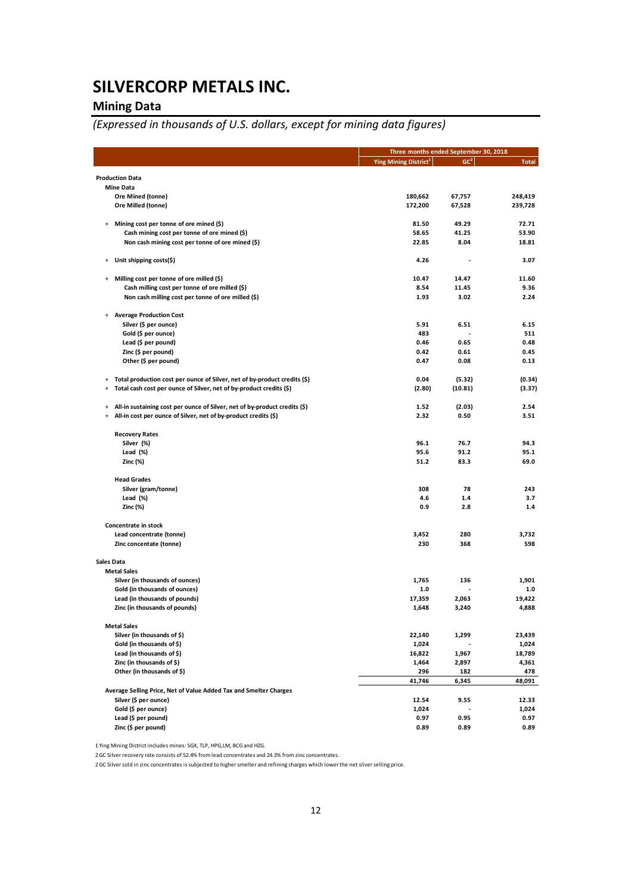# SILVERCORP METALS INC.

## Mining Data

*(Expressed in thousands of U.S. dollars, except for mining data figures)*

| | Three months ended September 30, 2018 | | |
|---|---|---|---|
| | Ying Mining District[1] | GC[2] | Total |
| **Production Data** | | | |
| **Mine Data** | | | |
| Ore Mined (tonne) | 180,662 | 67,757 | 248,419 |
| Ore Milled (tonne) | 172,200 | 67,528 | 239,728 |
| + Mining cost per tonne of ore mined ($) | 81.50 | 49.29 | 72.71 |
| Cash mining cost per tonne of ore mined ($) | 58.65 | 41.25 | 53.90 |
| Non cash mining cost per tonne of ore mined ($) | 22.85 | 8.04 | 18.81 |
| + Unit shipping costs($) | 4.26 | - | 3.07 |
| + Milling cost per tonne of ore milled ($) | 10.47 | 14.47 | 11.60 |
| Cash milling cost per tonne of ore milled ($) | 8.54 | 11.45 | 9.36 |
| Non cash milling cost per tonne of ore milled ($) | 1.93 | 3.02 | 2.24 |
| + Average Production Cost | | | |
| Silver ($ per ounce) | 5.91 | 6.51 | 6.15 |
| Gold ($ per ounce) | 483 | - | 511 |
| Lead ($ per pound) | 0.46 | 0.65 | 0.48 |
| Zinc ($ per pound) | 0.42 | 0.61 | 0.45 |
| Other ($ per pound) | 0.47 | 0.08 | 0.13 |
| + Total production cost per ounce of Silver, net of by-product credits ($) | 0.04 | (5.32) | (0.34) |
| + Total cash cost per ounce of Silver, net of by-product credits ($) | (2.80) | (10.81) | (3.37) |
| + All-in sustaining cost per ounce of Silver, net of by-product credits ($) | 1.52 | (2.03) | 2.54 |
| + All-in cost per ounce of Silver, net of by-product credits ($) | 2.32 | 0.50 | 3.51 |
| **Recovery Rates** | | | |
| Silver (%) | 96.1 | 76.7 | 94.3 |
| Lead (%) | 95.6 | 91.2 | 95.1 |
| Zinc (%) | 51.2 | 83.3 | 69.0 |
| **Head Grades** | | | |
| Silver (gram/tonne) | 308 | 78 | 243 |
| Lead (%) | 4.6 | 1.4 | 3.7 |
| Zinc (%) | 0.9 | 2.8 | 1.4 |
| **Concentrate in stock** | | | |
| Lead concentrate (tonne) | 3,452 | 280 | 3,732 |
| Zinc concentate (tonne) | 230 | 368 | 598 |
| **Sales Data** | | | |
| **Metal Sales** | | | |
| Silver (in thousands of ounces) | 1,765 | 136 | 1,901 |
| Gold (in thousands of ounces) | 1.0 | - | 1.0 |
| Lead (in thousands of pounds) | 17,359 | 2,063 | 19,422 |
| Zinc (in thousands of pounds) | 1,648 | 3,240 | 4,888 |
| **Metal Sales** | | | |
| Silver (in thousands of $) | 22,140 | 1,299 | 23,439 |
| Gold (in thousands of $) | 1,024 | - | 1,024 |
| Lead (in thousands of $) | 16,822 | 1,967 | 18,789 |
| Zinc (in thousands of $) | 1,464 | 2,897 | 4,361 |
| Other (in thousands of $) | 296 | 182 | 478 |
| | 41,746 | 6,345 | 48,091 |
| **Average Selling Price, Net of Value Added Tax and Smelter Charges** | | | |
| Silver ($ per ounce) | 12.54 | 9.55 | 12.33 |
| Gold ($ per ounce) | 1,024 | - | 1,024 |
| Lead ($ per pound) | 0.97 | 0.95 | 0.97 |
| Zinc ($ per pound) | 0.89 | 0.89 | 0.89 |

1 Ying Mining District includes mines: SGX, TLP, HPG,LM, BCG and HZG.

2 GC Silver recovery rate consists of 52.4% from lead concentrates and 24.3% from zinc concentrates.

2 GC Silver sold in zinc concentrates is subjected to higher smelter and refining charges which lower the net silver selling price.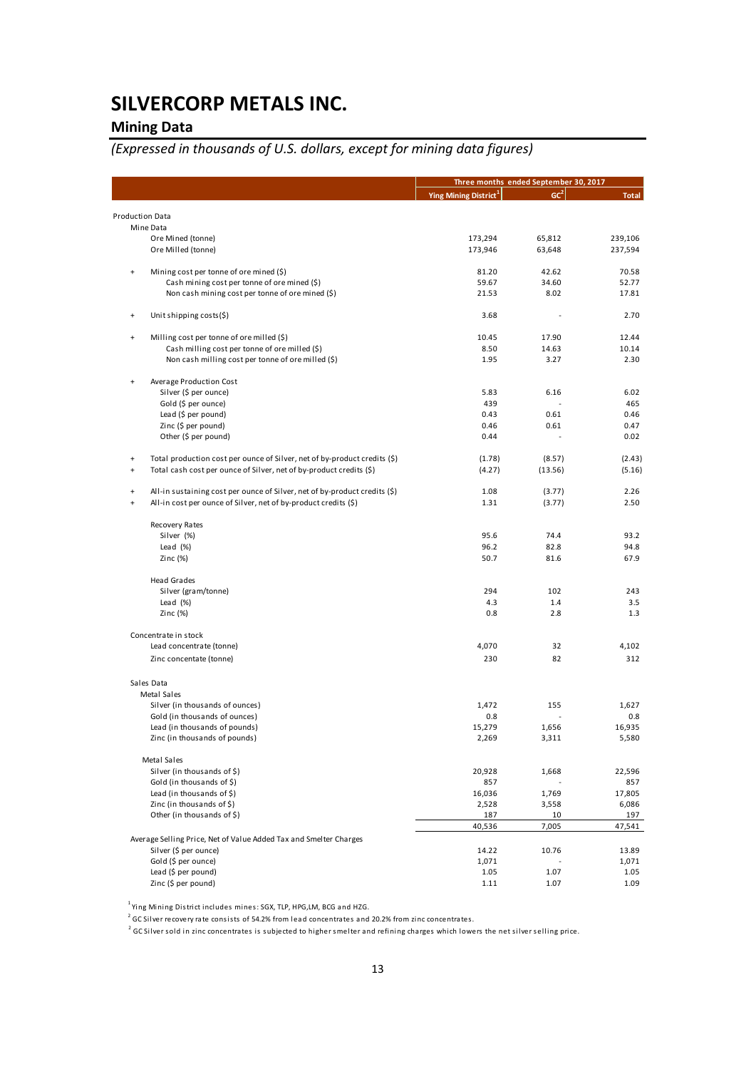# SILVERCORP METALS INC.

## Mining Data

*(Expressed in thousands of U.S. dollars, except for mining data figures)*

| | | Three months ended September 30, 2017 | | |
|---|---|---|---|---|
| | | Ying Mining District[1] | GC[2] | Total |
| Production Data | | | | |
| Mine Data | | | | |
| | Ore Mined (tonne) | 173,294 | 65,812 | 239,106 |
| | Ore Milled (tonne) | 173,946 | 63,648 | 237,594 |
| + | Mining cost per tonne of ore mined ($) | 81.20 | 42.62 | 70.58 |
| | Cash mining cost per tonne of ore mined ($) | 59.67 | 34.60 | 52.77 |
| | Non cash mining cost per tonne of ore mined ($) | 21.53 | 8.02 | 17.81 |
| + | Unit shipping costs($) | 3.68 | - | 2.70 |
| + | Milling cost per tonne of ore milled ($) | 10.45 | 17.90 | 12.44 |
| | Cash milling cost per tonne of ore milled ($) | 8.50 | 14.63 | 10.14 |
| | Non cash milling cost per tonne of ore milled ($) | 1.95 | 3.27 | 2.30 |
| + | Average Production Cost | | | |
| | Silver ($ per ounce) | 5.83 | 6.16 | 6.02 |
| | Gold ($ per ounce) | 439 | - | 465 |
| | Lead ($ per pound) | 0.43 | 0.61 | 0.46 |
| | Zinc ($ per pound) | 0.46 | 0.61 | 0.47 |
| | Other ($ per pound) | 0.44 | - | 0.02 |
| + | Total production cost per ounce of Silver, net of by-product credits ($) | (1.78) | (8.57) | (2.43) |
| + | Total cash cost per ounce of Silver, net of by-product credits ($) | (4.27) | (13.56) | (5.16) |
| + | All-in sustaining cost per ounce of Silver, net of by-product credits ($) | 1.08 | (3.77) | 2.26 |
| + | All-in cost per ounce of Silver, net of by-product credits ($) | 1.31 | (3.77) | 2.50 |
| | Recovery Rates | | | |
| | Silver (%) | 95.6 | 74.4 | 93.2 |
| | Lead (%) | 96.2 | 82.8 | 94.8 |
| | Zinc (%) | 50.7 | 81.6 | 67.9 |
| | Head Grades | | | |
| | Silver (gram/tonne) | 294 | 102 | 243 |
| | Lead (%) | 4.3 | 1.4 | 3.5 |
| | Zinc (%) | 0.8 | 2.8 | 1.3 |
| Concentrate in stock | | | | |
| | Lead concentrate (tonne) | 4,070 | 32 | 4,102 |
| | Zinc concentate (tonne) | 230 | 82 | 312 |
| Sales Data | | | | |
| Metal Sales | | | | |
| | Silver (in thousands of ounces) | 1,472 | 155 | 1,627 |
| | Gold (in thousands of ounces) | 0.8 | - | 0.8 |
| | Lead (in thousands of pounds) | 15,279 | 1,656 | 16,935 |
| | Zinc (in thousands of pounds) | 2,269 | 3,311 | 5,580 |
| Metal Sales | | | | |
| | Silver (in thousands of $) | 20,928 | 1,668 | 22,596 |
| | Gold (in thousands of $) | 857 | - | 857 |
| | Lead (in thousands of $) | 16,036 | 1,769 | 17,805 |
| | Zinc (in thousands of $) | 2,528 | 3,558 | 6,086 |
| | Other (in thousands of $) | 187 | 10 | 197 |
| | | 40,536 | 7,005 | 47,541 |
| Average Selling Price, Net of Value Added Tax and Smelter Charges | | | | |
| | Silver ($ per ounce) | 14.22 | 10.76 | 13.89 |
| | Gold ($ per ounce) | 1,071 | - | 1,071 |
| | Lead ($ per pound) | 1.05 | 1.07 | 1.05 |
| | Zinc ($ per pound) | 1.11 | 1.07 | 1.09 |

[1] Ying Mining District includes mines: SGX, TLP, HPG,LM, BCG and HZG.

[2] GC Silver recovery rate consists of 54.2% from lead concentrates and 20.2% from zinc concentrates.

[2] GC Silver sold in zinc concentrates is subjected to higher smelter and refining charges which lowers the net silver selling price.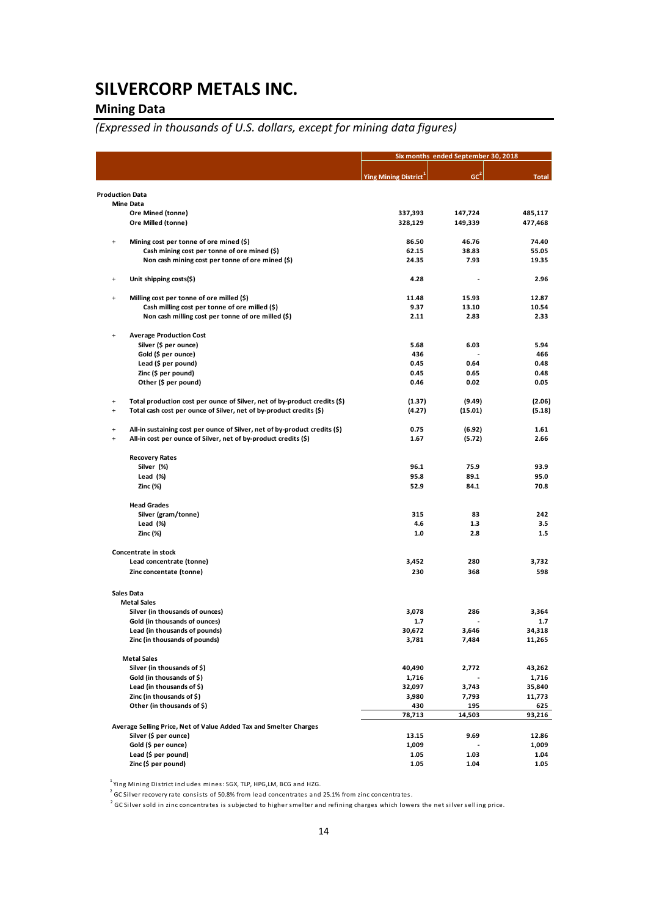# SILVERCORP METALS INC.

## Mining Data

*(Expressed in thousands of U.S. dollars, except for mining data figures)*

| | Six months ended September 30, 2018 | | |
|---|---|---|---|
| | Ying Mining District[1] | GC[2] | Total |
| **Production Data** | | | |
| **Mine Data** | | | |
| Ore Mined (tonne) | 337,393 | 147,724 | 485,117 |
| Ore Milled (tonne) | 328,129 | 149,339 | 477,468 |
| + Mining cost per tonne of ore mined ($) | 86.50 | 46.76 | 74.40 |
| Cash mining cost per tonne of ore mined ($) | 62.15 | 38.83 | 55.05 |
| Non cash mining cost per tonne of ore mined ($) | 24.35 | 7.93 | 19.35 |
| + Unit shipping costs($) | 4.28 | - | 2.96 |
| + Milling cost per tonne of ore milled ($) | 11.48 | 15.93 | 12.87 |
| Cash milling cost per tonne of ore milled ($) | 9.37 | 13.10 | 10.54 |
| Non cash milling cost per tonne of ore milled ($) | 2.11 | 2.83 | 2.33 |
| + Average Production Cost | | | |
| Silver ($ per ounce) | 5.68 | 6.03 | 5.94 |
| Gold ($ per ounce) | 436 | - | 466 |
| Lead ($ per pound) | 0.45 | 0.64 | 0.48 |
| Zinc ($ per pound) | 0.45 | 0.65 | 0.48 |
| Other ($ per pound) | 0.46 | 0.02 | 0.05 |
| + Total production cost per ounce of Silver, net of by-product credits ($) | (1.37) | (9.49) | (2.06) |
| + Total cash cost per ounce of Silver, net of by-product credits ($) | (4.27) | (15.01) | (5.18) |
| + All-in sustaining cost per ounce of Silver, net of by-product credits ($) | 0.75 | (6.92) | 1.61 |
| + All-in cost per ounce of Silver, net of by-product credits ($) | 1.67 | (5.72) | 2.66 |
| **Recovery Rates** | | | |
| Silver (%) | 96.1 | 75.9 | 93.9 |
| Lead (%) | 95.8 | 89.1 | 95.0 |
| Zinc (%) | 52.9 | 84.1 | 70.8 |
| **Head Grades** | | | |
| Silver (gram/tonne) | 315 | 83 | 242 |
| Lead (%) | 4.6 | 1.3 | 3.5 |
| Zinc (%) | 1.0 | 2.8 | 1.5 |
| **Concentrate in stock** | | | |
| Lead concentrate (tonne) | 3,452 | 280 | 3,732 |
| Zinc concentate (tonne) | 230 | 368 | 598 |
| **Sales Data** | | | |
| **Metal Sales** | | | |
| Silver (in thousands of ounces) | 3,078 | 286 | 3,364 |
| Gold (in thousands of ounces) | 1.7 | - | 1.7 |
| Lead (in thousands of pounds) | 30,672 | 3,646 | 34,318 |
| Zinc (in thousands of pounds) | 3,781 | 7,484 | 11,265 |
| **Metal Sales** | | | |
| Silver (in thousands of $) | 40,490 | 2,772 | 43,262 |
| Gold (in thousands of $) | 1,716 | - | 1,716 |
| Lead (in thousands of $) | 32,097 | 3,743 | 35,840 |
| Zinc (in thousands of $) | 3,980 | 7,793 | 11,773 |
| Other (in thousands of $) | 430 | 195 | 625 |
| | 78,713 | 14,503 | 93,216 |
| **Average Selling Price, Net of Value Added Tax and Smelter Charges** | | | |
| Silver ($ per ounce) | 13.15 | 9.69 | 12.86 |
| Gold ($ per ounce) | 1,009 | - | 1,009 |
| Lead ($ per pound) | 1.05 | 1.03 | 1.04 |
| Zinc ($ per pound) | 1.05 | 1.04 | 1.05 |

[1] Ying Mining District includes mines: SGX, TLP, HPG,LM, BCG and HZG.

[2] GC Silver recovery rate consists of 50.8% from lead concentrates and 25.1% from zinc concentrates.

[2] GC Silver sold in zinc concentrates is subjected to higher smelter and refining charges which lowers the net silver selling price.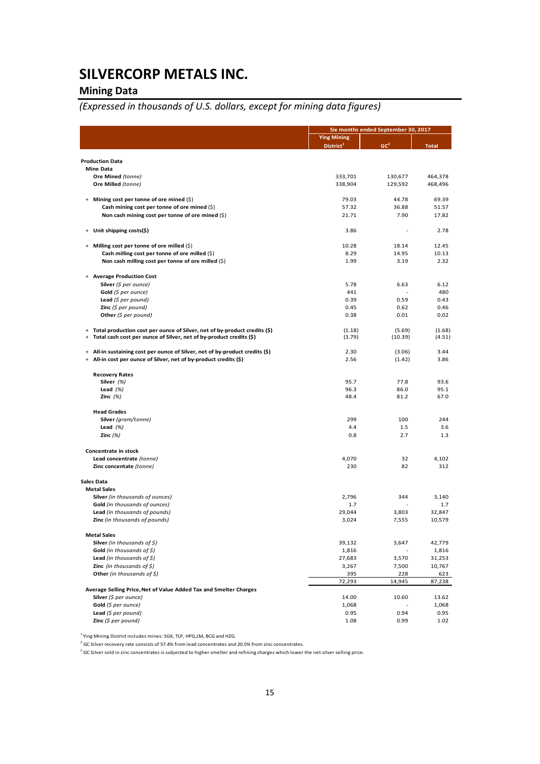# SILVERCORP METALS INC.

## Mining Data

*(Expressed in thousands of U.S. dollars, except for mining data figures)*

| | Six months ended September 30, 2017 | | |
|---|---|---|---|
| | Ying Mining District[1] | GC[2] | Total |
| **Production Data** | | | |
| **Mine Data** | | | |
| **Ore Mined** *(tonne)* | 333,701 | 130,677 | 464,378 |
| **Ore Milled** *(tonne)* | 338,904 | 129,592 | 468,496 |
| + **Mining cost per tonne of ore mined** ($) | 79.03 | 44.78 | 69.39 |
| **Cash mining cost per tonne of ore mined** ($) | 57.32 | 36.88 | 51.57 |
| **Non cash mining cost per tonne of ore mined** ($) | 21.71 | 7.90 | 17.82 |
| + **Unit shipping costs($)** | 3.86 | - | 2.78 |
| + **Milling cost per tonne of ore milled** ($) | 10.28 | 18.14 | 12.45 |
| **Cash milling cost per tonne of ore milled** ($) | 8.29 | 14.95 | 10.13 |
| **Non cash milling cost per tonne of ore milled** ($) | 1.99 | 3.19 | 2.32 |
| + **Average Production Cost** | | | |
| **Silver** *($ per ounce)* | 5.78 | 6.63 | 6.12 |
| **Gold** *($ per ounce)* | 441 | - | 480 |
| **Lead** *($ per pound)* | 0.39 | 0.59 | 0.43 |
| **Zinc** *($ per pound)* | 0.45 | 0.62 | 0.46 |
| **Other** *($ per pound)* | 0.38 | 0.01 | 0.02 |
| + **Total production cost per ounce of Silver, net of by-product credits ($)** | (1.18) | (5.69) | (1.68) |
| + **Total cash cost per ounce of Silver, net of by-product credits ($)** | (3.79) | (10.39) | (4.51) |
| + **All-in sustaining cost per ounce of Silver, net of by-product credits ($)** | 2.30 | (3.06) | 3.44 |
| + **All-in cost per ounce of Silver, net of by-product credits ($)** | 2.56 | (1.42) | 3.86 |
| **Recovery Rates** | | | |
| **Silver** *(%)* | 95.7 | 77.8 | 93.6 |
| **Lead** *(%)* | 96.3 | 86.0 | 95.1 |
| **Zinc** *(%)* | 48.4 | 81.2 | 67.0 |
| **Head Grades** | | | |
| **Silver** *(gram/tonne)* | 299 | 100 | 244 |
| **Lead** *(%)* | 4.4 | 1.5 | 3.6 |
| **Zinc** *(%)* | 0.8 | 2.7 | 1.3 |
| **Concentrate in stock** | | | |
| **Lead concentrate** *(tonne)* | 4,070 | 32 | 4,102 |
| **Zinc concentate** *(tonne)* | 230 | 82 | 312 |
| **Sales Data** | | | |
| **Metal Sales** | | | |
| **Silver** *(in thousands of ounces)* | 2,796 | 344 | 3,140 |
| **Gold** *(in thousands of ounces)* | 1.7 | - | 1.7 |
| **Lead** *(in thousands of pounds)* | 29,044 | 3,803 | 32,847 |
| **Zinc** *(in thousands of pounds)* | 3,024 | 7,555 | 10,579 |
| **Metal Sales** | | | |
| **Silver** *(in thousands of $)* | 39,132 | 3,647 | 42,779 |
| **Gold** *(in thousands of $)* | 1,816 | - | 1,816 |
| **Lead** *(in thousands of $)* | 27,683 | 3,570 | 31,253 |
| **Zinc** *(in thousands of $)* | 3,267 | 7,500 | 10,767 |
| **Other** *(in thousands of $)* | 395 | 228 | 623 |
| | 72,293 | 14,945 | 87,238 |
| **Average Selling Price, Net of Value Added Tax and Smelter Charges** | | | |
| **Silver** *($ per ounce)* | 14.00 | 10.60 | 13.62 |
| **Gold** *($ per ounce)* | 1,068 | - | 1,068 |
| **Lead** *($ per pound)* | 0.95 | 0.94 | 0.95 |
| **Zinc** *($ per pound)* | 1.08 | 0.99 | 1.02 |

[1] Ying Mining District includes mines: SGX, TLP, HPG,LM, BCG and HZG.

[2] GC Silver recovery rate consists of 57.4% from lead concentrates and 20.5% from zinc concentrates.

[2] GC Silver sold in zinc concentrates is subjected to higher smelter and refining charges which lower the net silver selling price.